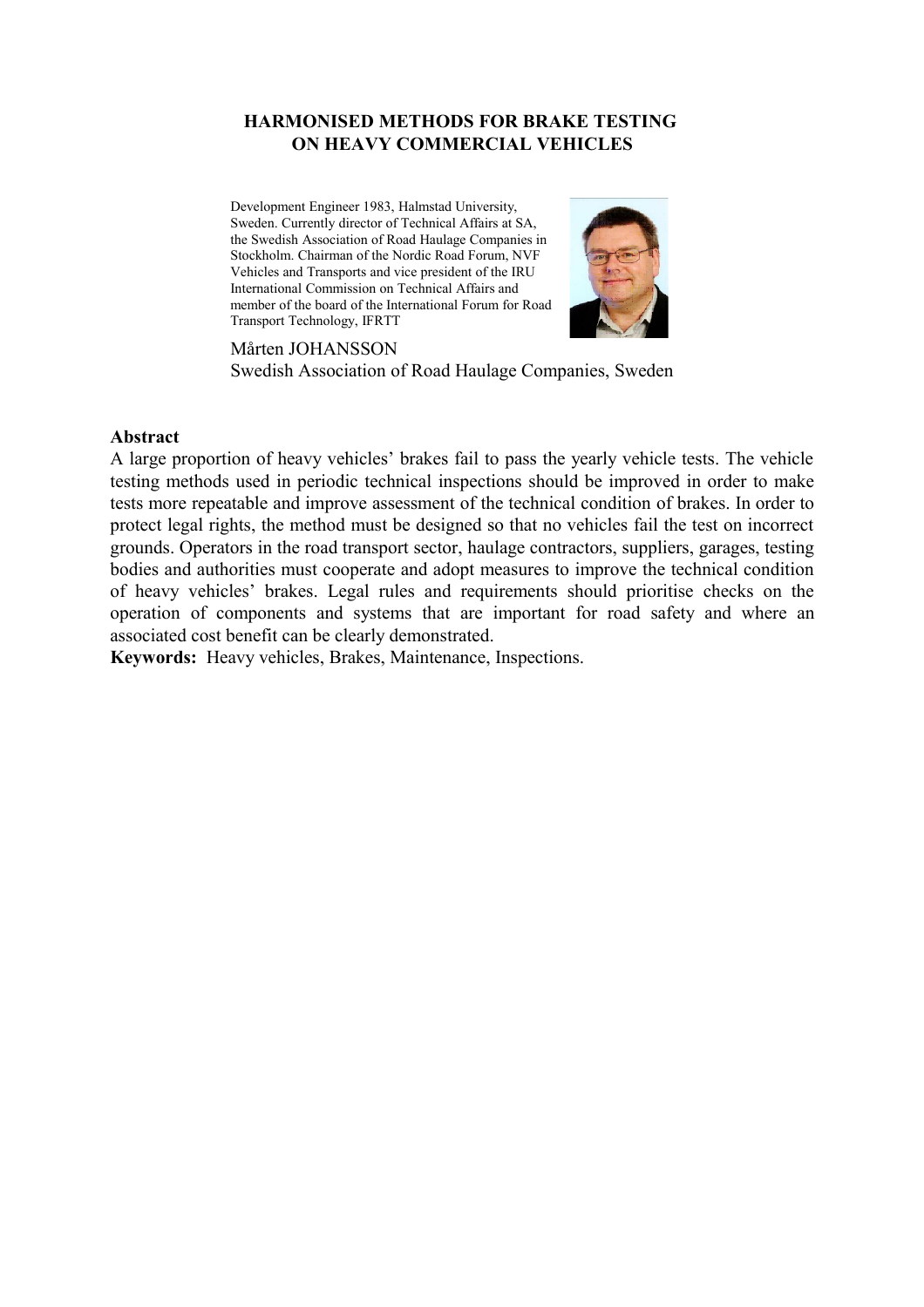# HARMONISED METHODS FOR BRAKE TESTING ON HEAVY COMMERCIAL VEHICLES

Development Engineer 1983, Halmstad University, Sweden. Currently director of Technical Affairs at SA, the Swedish Association of Road Haulage Companies in Stockholm. Chairman of the Nordic Road Forum, NVF Vehicles and Transports and vice president of the IRU International Commission on Technical Affairs and member of the board of the International Forum for Road Transport Technology, IFRTT

Mårten JOHANSSON
Swedish Association of Road Haulage Companies, Sweden

**Abstract**

A large proportion of heavy vehicles' brakes fail to pass the yearly vehicle tests. The vehicle testing methods used in periodic technical inspections should be improved in order to make tests more repeatable and improve assessment of the technical condition of brakes. In order to protect legal rights, the method must be designed so that no vehicles fail the test on incorrect grounds. Operators in the road transport sector, haulage contractors, suppliers, garages, testing bodies and authorities must cooperate and adopt measures to improve the technical condition of heavy vehicles' brakes. Legal rules and requirements should prioritise checks on the operation of components and systems that are important for road safety and where an associated cost benefit can be clearly demonstrated.

**Keywords:** Heavy vehicles, Brakes, Maintenance, Inspections.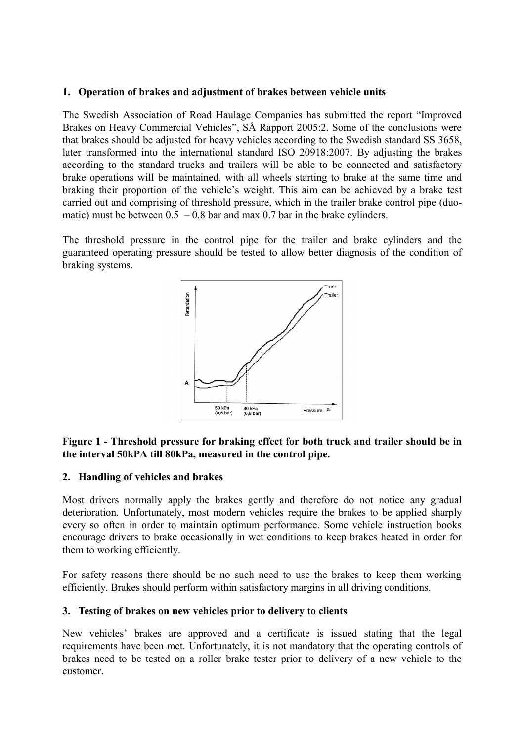## 1. Operation of brakes and adjustment of brakes between vehicle units

The Swedish Association of Road Haulage Companies has submitted the report "Improved Brakes on Heavy Commercial Vehicles", SÅ Rapport 2005:2. Some of the conclusions were that brakes should be adjusted for heavy vehicles according to the Swedish standard SS 3658, later transformed into the international standard ISO 20918:2007. By adjusting the brakes according to the standard trucks and trailers will be able to be connected and satisfactory brake operations will be maintained, with all wheels starting to brake at the same time and braking their proportion of the vehicle's weight. This aim can be achieved by a brake test carried out and comprising of threshold pressure, which in the trailer brake control pipe (duo-matic) must be between 0.5 – 0.8 bar and max 0.7 bar in the brake cylinders.

The threshold pressure in the control pipe for the trailer and brake cylinders and the guaranteed operating pressure should be tested to allow better diagnosis of the condition of braking systems.

**Figure 1 - Threshold pressure for braking effect for both truck and trailer should be in the interval 50kPA till 80kPa, measured in the control pipe.**

## 2. Handling of vehicles and brakes

Most drivers normally apply the brakes gently and therefore do not notice any gradual deterioration. Unfortunately, most modern vehicles require the brakes to be applied sharply every so often in order to maintain optimum performance. Some vehicle instruction books encourage drivers to brake occasionally in wet conditions to keep brakes heated in order for them to working efficiently.

For safety reasons there should be no such need to use the brakes to keep them working efficiently. Brakes should perform within satisfactory margins in all driving conditions.

## 3. Testing of brakes on new vehicles prior to delivery to clients

New vehicles' brakes are approved and a certificate is issued stating that the legal requirements have been met. Unfortunately, it is not mandatory that the operating controls of brakes need to be tested on a roller brake tester prior to delivery of a new vehicle to the customer.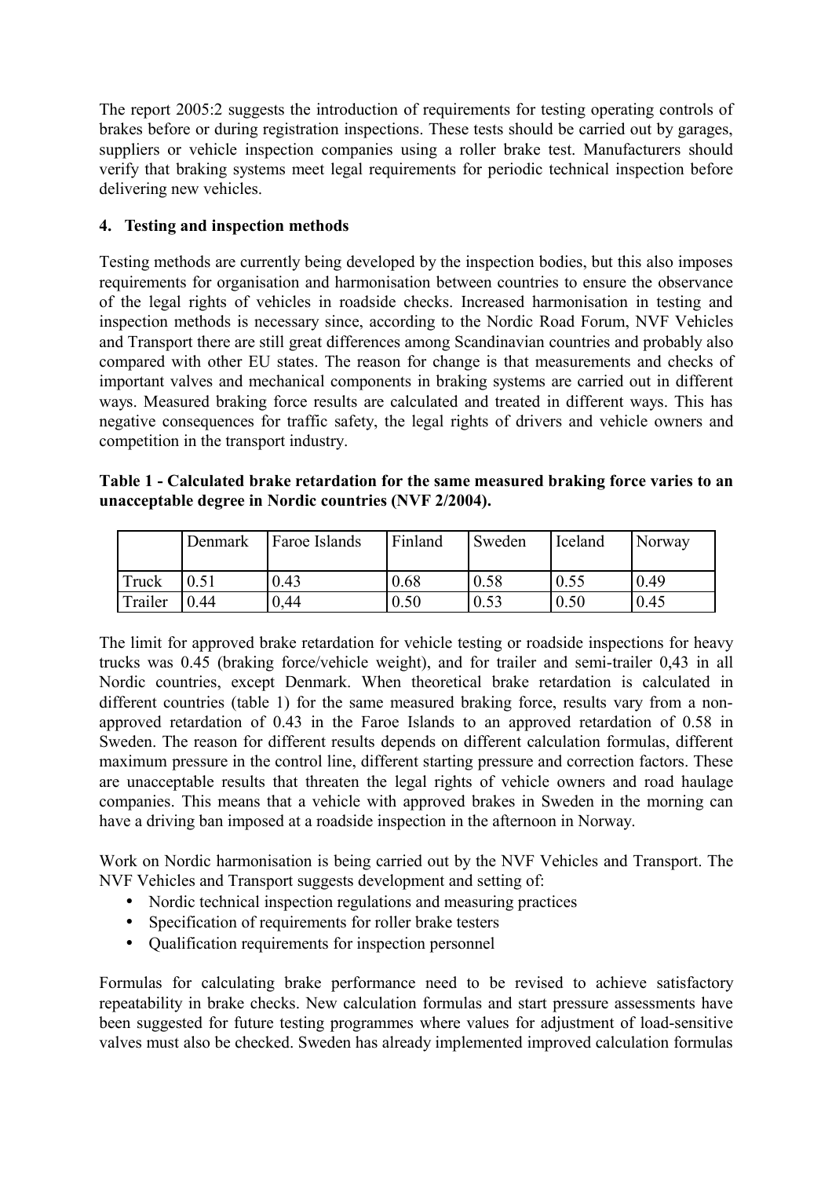The report 2005:2 suggests the introduction of requirements for testing operating controls of brakes before or during registration inspections. These tests should be carried out by garages, suppliers or vehicle inspection companies using a roller brake test. Manufacturers should verify that braking systems meet legal requirements for periodic technical inspection before delivering new vehicles.

## 4. Testing and inspection methods

Testing methods are currently being developed by the inspection bodies, but this also imposes requirements for organisation and harmonisation between countries to ensure the observance of the legal rights of vehicles in roadside checks. Increased harmonisation in testing and inspection methods is necessary since, according to the Nordic Road Forum, NVF Vehicles and Transport there are still great differences among Scandinavian countries and probably also compared with other EU states. The reason for change is that measurements and checks of important valves and mechanical components in braking systems are carried out in different ways. Measured braking force results are calculated and treated in different ways. This has negative consequences for traffic safety, the legal rights of drivers and vehicle owners and competition in the transport industry.

**Table 1 - Calculated brake retardation for the same measured braking force varies to an unacceptable degree in Nordic countries (NVF 2/2004).**

| | Denmark | Faroe Islands | Finland | Sweden | Iceland | Norway |
|---|---|---|---|---|---|---|
| Truck | 0.51 | 0.43 | 0.68 | 0.58 | 0.55 | 0.49 |
| Trailer | 0.44 | 0,44 | 0.50 | 0.53 | 0.50 | 0.45 |

The limit for approved brake retardation for vehicle testing or roadside inspections for heavy trucks was 0.45 (braking force/vehicle weight), and for trailer and semi-trailer 0,43 in all Nordic countries, except Denmark. When theoretical brake retardation is calculated in different countries (table 1) for the same measured braking force, results vary from a non-approved retardation of 0.43 in the Faroe Islands to an approved retardation of 0.58 in Sweden. The reason for different results depends on different calculation formulas, different maximum pressure in the control line, different starting pressure and correction factors. These are unacceptable results that threaten the legal rights of vehicle owners and road haulage companies. This means that a vehicle with approved brakes in Sweden in the morning can have a driving ban imposed at a roadside inspection in the afternoon in Norway.

Work on Nordic harmonisation is being carried out by the NVF Vehicles and Transport. The NVF Vehicles and Transport suggests development and setting of:

- Nordic technical inspection regulations and measuring practices
- Specification of requirements for roller brake testers
- Qualification requirements for inspection personnel

Formulas for calculating brake performance need to be revised to achieve satisfactory repeatability in brake checks. New calculation formulas and start pressure assessments have been suggested for future testing programmes where values for adjustment of load-sensitive valves must also be checked. Sweden has already implemented improved calculation formulas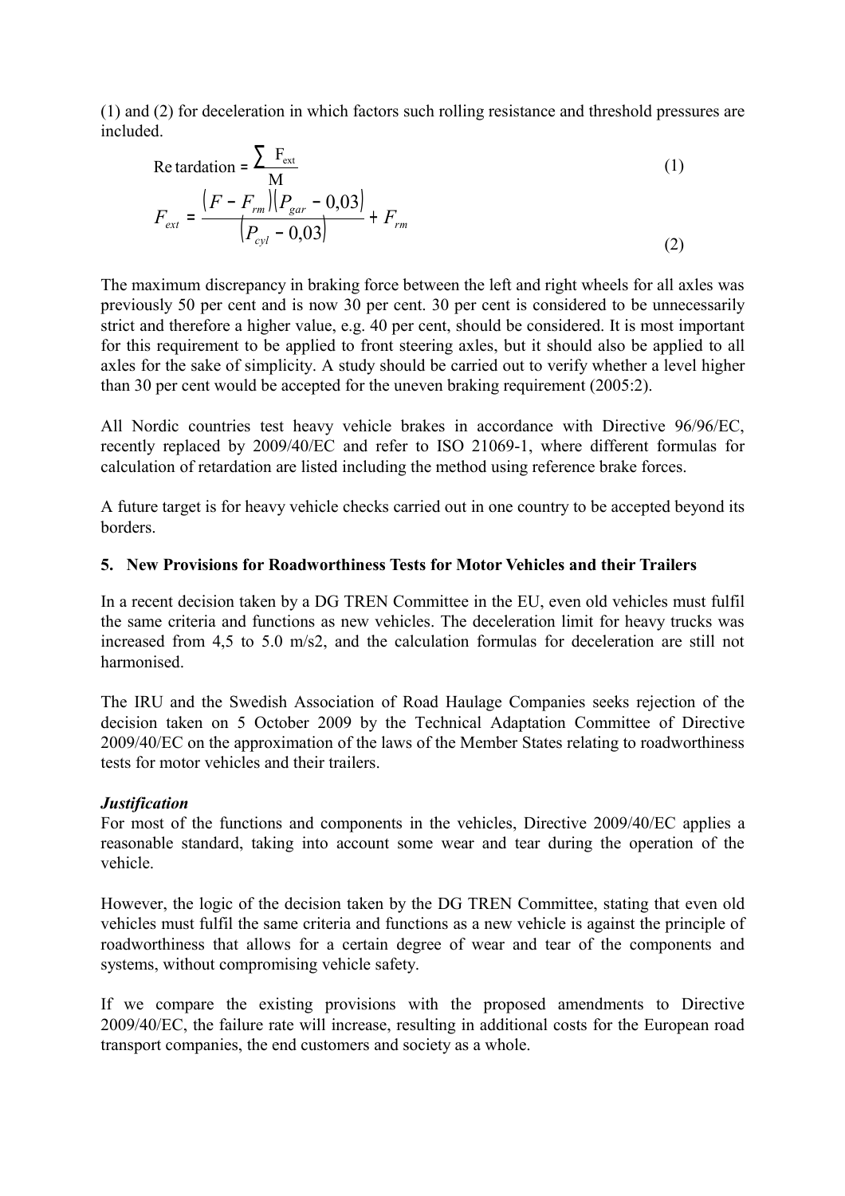(1) and (2) for deceleration in which factors such rolling resistance and threshold pressures are included.

$$\text{Retardation} = \frac{\sum F_{ext}}{M} \tag{1}$$

$$F_{ext} = \frac{(F - F_{rm})(P_{gar} - 0{,}03)}{(P_{cyl} - 0{,}03)} + F_{rm} \tag{2}$$

The maximum discrepancy in braking force between the left and right wheels for all axles was previously 50 per cent and is now 30 per cent. 30 per cent is considered to be unnecessarily strict and therefore a higher value, e.g. 40 per cent, should be considered. It is most important for this requirement to be applied to front steering axles, but it should also be applied to all axles for the sake of simplicity. A study should be carried out to verify whether a level higher than 30 per cent would be accepted for the uneven braking requirement (2005:2).

All Nordic countries test heavy vehicle brakes in accordance with Directive 96/96/EC, recently replaced by 2009/40/EC and refer to ISO 21069-1, where different formulas for calculation of retardation are listed including the method using reference brake forces.

A future target is for heavy vehicle checks carried out in one country to be accepted beyond its borders.

## 5. New Provisions for Roadworthiness Tests for Motor Vehicles and their Trailers

In a recent decision taken by a DG TREN Committee in the EU, even old vehicles must fulfil the same criteria and functions as new vehicles. The deceleration limit for heavy trucks was increased from 4,5 to 5.0 m/s2, and the calculation formulas for deceleration are still not harmonised.

The IRU and the Swedish Association of Road Haulage Companies seeks rejection of the decision taken on 5 October 2009 by the Technical Adaptation Committee of Directive 2009/40/EC on the approximation of the laws of the Member States relating to roadworthiness tests for motor vehicles and their trailers.

***Justification***

For most of the functions and components in the vehicles, Directive 2009/40/EC applies a reasonable standard, taking into account some wear and tear during the operation of the vehicle.

However, the logic of the decision taken by the DG TREN Committee, stating that even old vehicles must fulfil the same criteria and functions as a new vehicle is against the principle of roadworthiness that allows for a certain degree of wear and tear of the components and systems, without compromising vehicle safety.

If we compare the existing provisions with the proposed amendments to Directive 2009/40/EC, the failure rate will increase, resulting in additional costs for the European road transport companies, the end customers and society as a whole.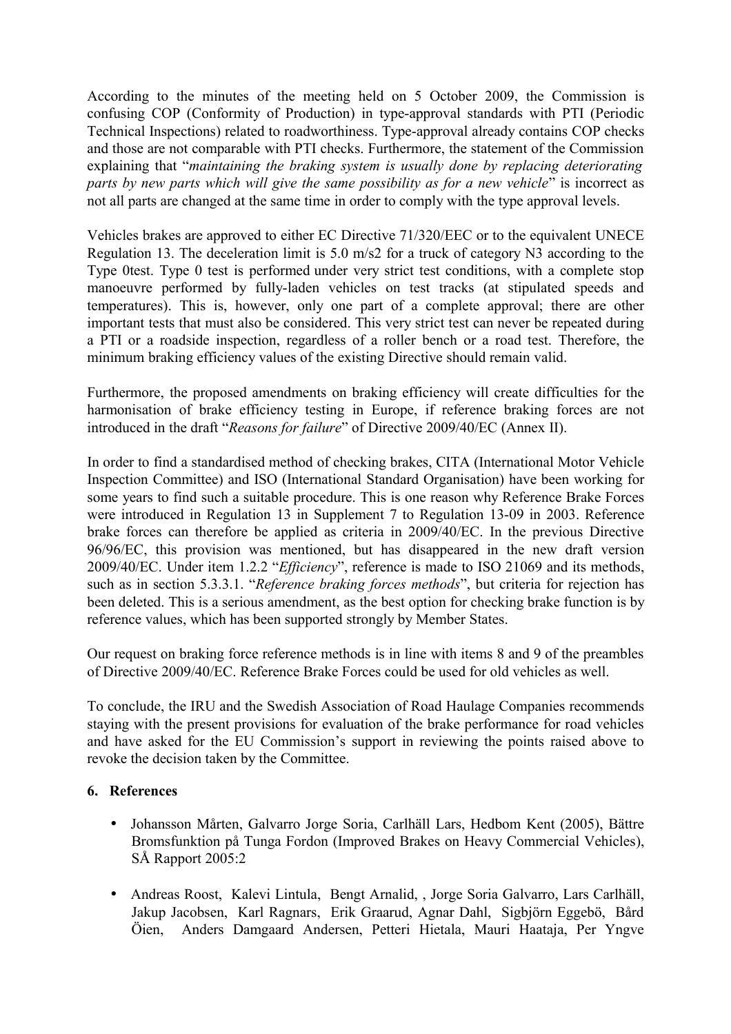According to the minutes of the meeting held on 5 October 2009, the Commission is confusing COP (Conformity of Production) in type-approval standards with PTI (Periodic Technical Inspections) related to roadworthiness. Type-approval already contains COP checks and those are not comparable with PTI checks. Furthermore, the statement of the Commission explaining that "*maintaining the braking system is usually done by replacing deteriorating parts by new parts which will give the same possibility as for a new vehicle*" is incorrect as not all parts are changed at the same time in order to comply with the type approval levels.

Vehicles brakes are approved to either EC Directive 71/320/EEC or to the equivalent UNECE Regulation 13. The deceleration limit is 5.0 m/s2 for a truck of category N3 according to the Type 0test. Type 0 test is performed under very strict test conditions, with a complete stop manoeuvre performed by fully-laden vehicles on test tracks (at stipulated speeds and temperatures). This is, however, only one part of a complete approval; there are other important tests that must also be considered. This very strict test can never be repeated during a PTI or a roadside inspection, regardless of a roller bench or a road test. Therefore, the minimum braking efficiency values of the existing Directive should remain valid.

Furthermore, the proposed amendments on braking efficiency will create difficulties for the harmonisation of brake efficiency testing in Europe, if reference braking forces are not introduced in the draft "*Reasons for failure*" of Directive 2009/40/EC (Annex II).

In order to find a standardised method of checking brakes, CITA (International Motor Vehicle Inspection Committee) and ISO (International Standard Organisation) have been working for some years to find such a suitable procedure. This is one reason why Reference Brake Forces were introduced in Regulation 13 in Supplement 7 to Regulation 13-09 in 2003. Reference brake forces can therefore be applied as criteria in 2009/40/EC. In the previous Directive 96/96/EC, this provision was mentioned, but has disappeared in the new draft version 2009/40/EC. Under item 1.2.2 "*Efficiency*", reference is made to ISO 21069 and its methods, such as in section 5.3.3.1. "*Reference braking forces methods*", but criteria for rejection has been deleted. This is a serious amendment, as the best option for checking brake function is by reference values, which has been supported strongly by Member States.

Our request on braking force reference methods is in line with items 8 and 9 of the preambles of Directive 2009/40/EC. Reference Brake Forces could be used for old vehicles as well.

To conclude, the IRU and the Swedish Association of Road Haulage Companies recommends staying with the present provisions for evaluation of the brake performance for road vehicles and have asked for the EU Commission's support in reviewing the points raised above to revoke the decision taken by the Committee.

## 6. References

- Johansson Mårten, Galvarro Jorge Soria, Carlhäll Lars, Hedbom Kent (2005), Bättre Bromsfunktion på Tunga Fordon (Improved Brakes on Heavy Commercial Vehicles), SÅ Rapport 2005:2
- Andreas Roost, Kalevi Lintula, Bengt Arnalid, , Jorge Soria Galvarro, Lars Carlhäll, Jakup Jacobsen, Karl Ragnars, Erik Graarud, Agnar Dahl, Sigbjörn Eggebö, Bård Öien, Anders Damgaard Andersen, Petteri Hietala, Mauri Haataja, Per Yngve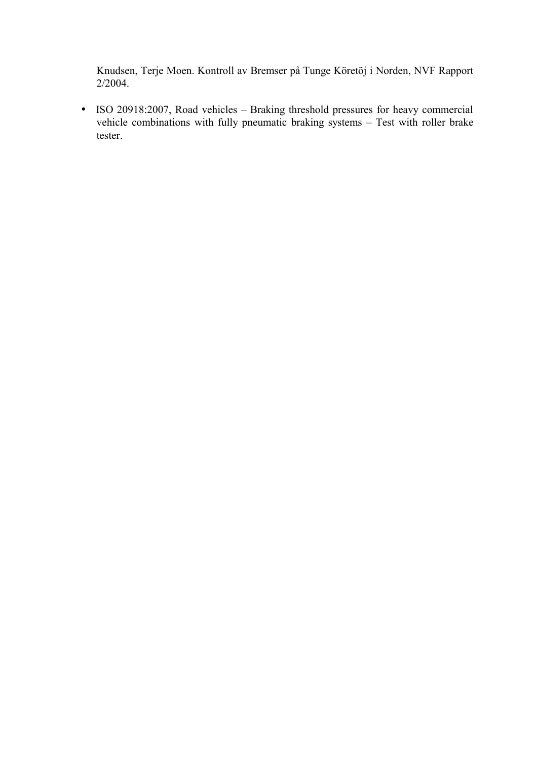Knudsen, Terje Moen. Kontroll av Bremser på Tunge Köretöj i Norden, NVF Rapport 2/2004.

- ISO 20918:2007, Road vehicles – Braking threshold pressures for heavy commercial vehicle combinations with fully pneumatic braking systems – Test with roller brake tester.